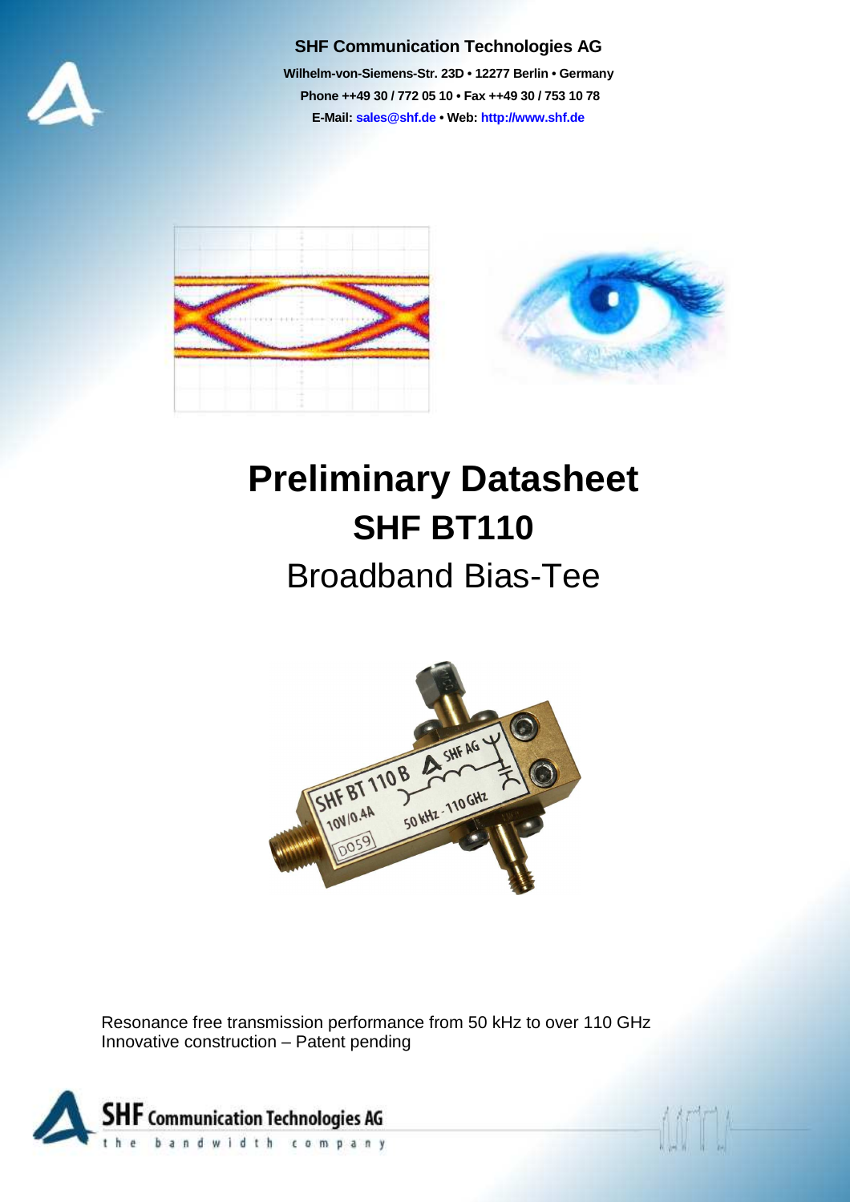**SHF Communication Technologies AG**

**Wilhelm-von-Siemens-Str. 23D • 12277 Berlin • Germany**

**Phone ++49 30 / 772 05 10 • Fax ++49 30 / 753 10 78**

**E-Mail: sales@shf.de • Web: http://www.shf.de**

# Preliminary Datasheet

# SHF BT110

## Broadband Bias-Tee

Resonance free transmission performance from 50 kHz to over 110 GHz
Innovative construction – Patent pending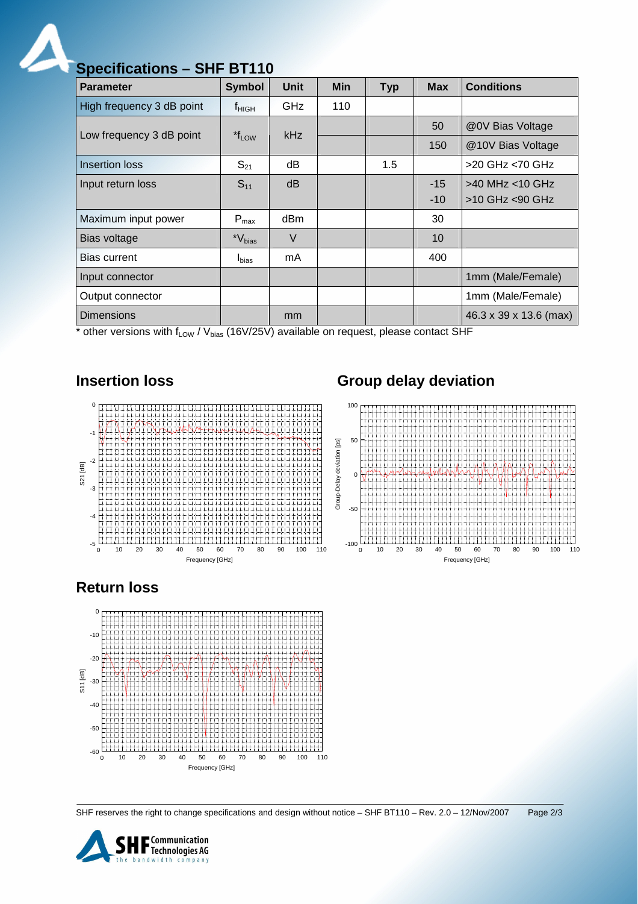## Specifications – SHF BT110

| Parameter | Symbol | Unit | Min | Typ | Max | Conditions |
|---|---|---|---|---|---|---|
| High frequency 3 dB point | $f_{HIGH}$ | GHz | 110 | | | |
| Low frequency 3 dB point | *$f_{LOW}$ | kHz | | | 50 | @0V Bias Voltage |
| | | | | | 150 | @10V Bias Voltage |
| Insertion loss | $S_{21}$ | dB | | 1.5 | | >20 GHz <70 GHz |
| Input return loss | $S_{11}$ | dB | | | -15<br>-10 | >40 MHz <10 GHz<br>>10 GHz <90 GHz |
| Maximum input power | $P_{max}$ | dBm | | | 30 | |
| Bias voltage | *$V_{bias}$ | V | | | 10 | |
| Bias current | $I_{bias}$ | mA | | | 400 | |
| Input connector | | | | | | 1mm (Male/Female) |
| Output connector | | | | | | 1mm (Male/Female) |
| Dimensions | | mm | | | | 46.3 x 39 x 13.6 (max) |

* other versions with $f_{LOW}$ / $V_{bias}$ (16V/25V) available on request, please contact SHF

### Insertion loss

S21 [dB]

0
-1
-2
-3
-4
-5

0 10 20 30 40 50 60 70 80 90 100 110

Frequency [GHz]

### Group delay deviation

Group-Delay deviation [ps]

100
50
0
-50
-100

0 10 20 30 40 50 60 70 80 90 100 110

Frequency [GHz]

### Return loss

S11 [dB]

0
-10
-20
-30
-40
-50
-60

0 10 20 30 40 50 60 70 80 90 100 110

Frequency [GHz]

SHF reserves the right to change specifications and design without notice – SHF BT110 – Rev. 2.0 – 12/Nov/2007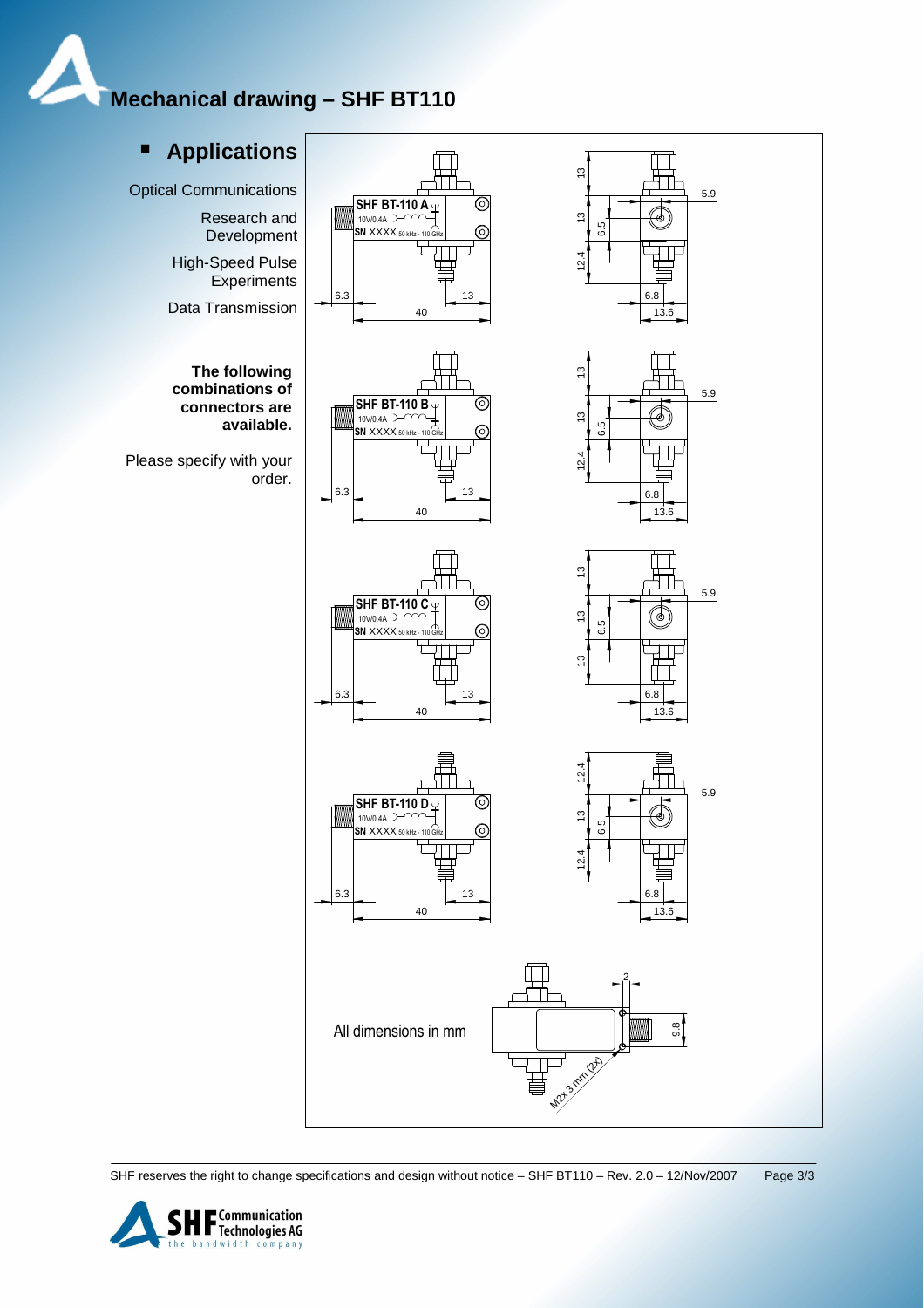# Mechanical drawing – SHF BT110

## Applications

Optical Communications

Research and Development

High-Speed Pulse Experiments

Data Transmission

**The following combinations of connectors are available.**

Please specify with your order.

SHF BT-110 A
10V/0.4A
SN XXXX 50 kHz - 110 GHz

6.3
13
40
13
13
12.4
6.5
5.9
6.8
13.6

SHF BT-110 B
10V/0.4A
SN XXXX 50 kHz - 110 GHz

6.3
13
40
13
13
12.4
6.5
5.9
6.8
13.6

SHF BT-110 C
10V/0.4A
SN XXXX 50 kHz - 110 GHz

6.3
13
40
13
13
13
6.5
5.9
6.8
13.6

SHF BT-110 D
10V/0.4A
SN XXXX 50 kHz - 110 GHz

6.3
13
40
12.4
13
12.4
6.5
5.9
6.8
13.6

All dimensions in mm

2
9.8
M2x 3 mm (2x)

SHF reserves the right to change specifications and design without notice – SHF BT110 – Rev. 2.0 – 12/Nov/2007